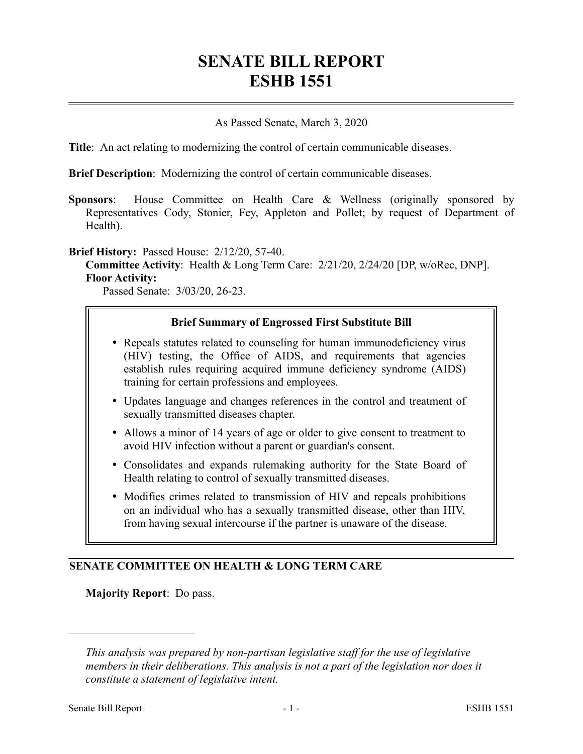# SENATE BILL REPORT
# ESHB 1551

As Passed Senate, March 3, 2020

**Title**: An act relating to modernizing the control of certain communicable diseases.

**Brief Description**: Modernizing the control of certain communicable diseases.

**Sponsors**: House Committee on Health Care & Wellness (originally sponsored by Representatives Cody, Stonier, Fey, Appleton and Pollet; by request of Department of Health).

**Brief History:** Passed House: 2/12/20, 57-40.
**Committee Activity**: Health & Long Term Care: 2/21/20, 2/24/20 [DP, w/oRec, DNP].
**Floor Activity:**
Passed Senate: 3/03/20, 26-23.

**Brief Summary of Engrossed First Substitute Bill**

- Repeals statutes related to counseling for human immunodeficiency virus (HIV) testing, the Office of AIDS, and requirements that agencies establish rules requiring acquired immune deficiency syndrome (AIDS) training for certain professions and employees.
- Updates language and changes references in the control and treatment of sexually transmitted diseases chapter.
- Allows a minor of 14 years of age or older to give consent to treatment to avoid HIV infection without a parent or guardian's consent.
- Consolidates and expands rulemaking authority for the State Board of Health relating to control of sexually transmitted diseases.
- Modifies crimes related to transmission of HIV and repeals prohibitions on an individual who has a sexually transmitted disease, other than HIV, from having sexual intercourse if the partner is unaware of the disease.

## SENATE COMMITTEE ON HEALTH & LONG TERM CARE

**Majority Report**: Do pass.

---

*This analysis was prepared by non-partisan legislative staff for the use of legislative members in their deliberations. This analysis is not a part of the legislation nor does it constitute a statement of legislative intent.*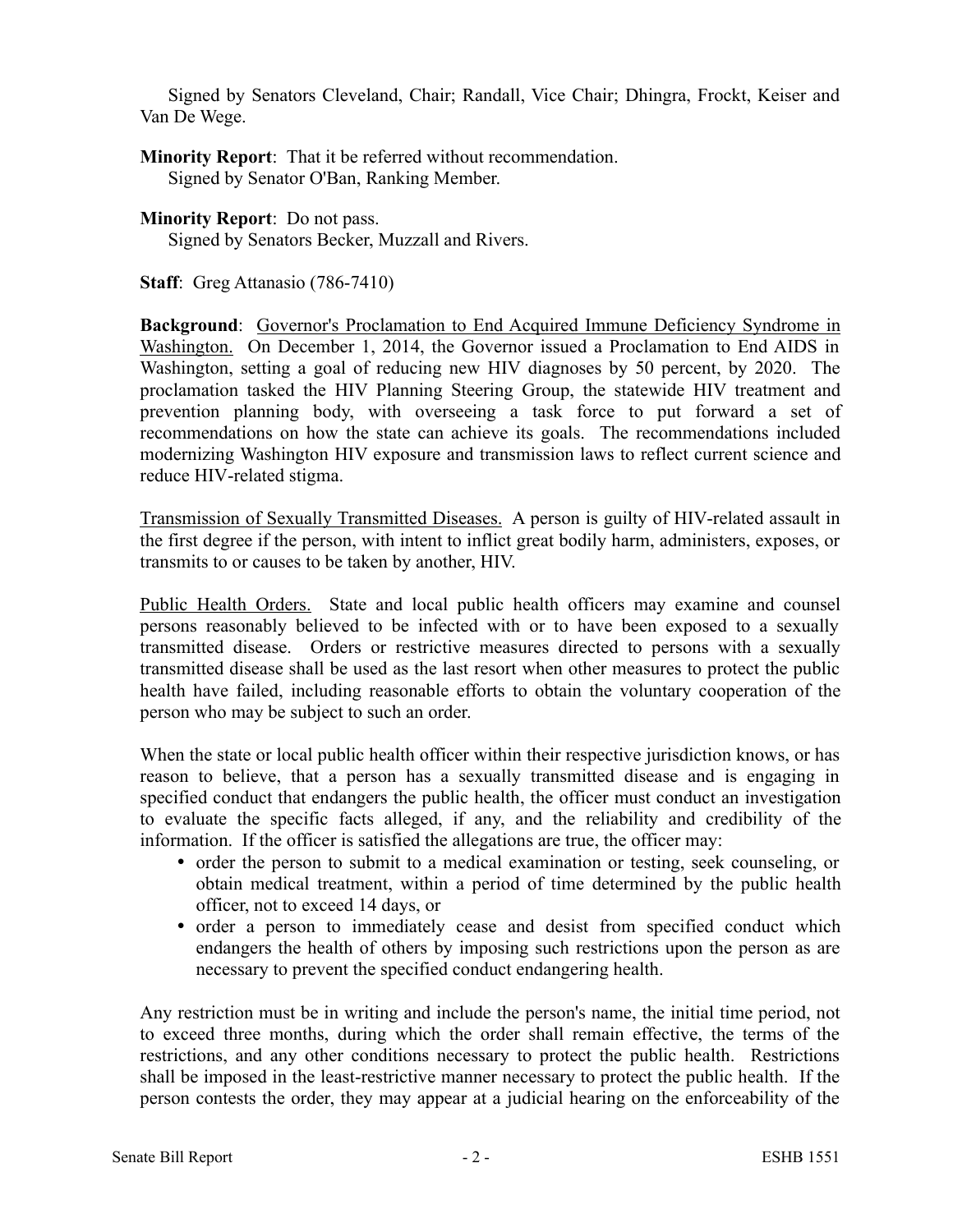Signed by Senators Cleveland, Chair; Randall, Vice Chair; Dhingra, Frockt, Keiser and Van De Wege.

**Minority Report**: That it be referred without recommendation.
Signed by Senator O'Ban, Ranking Member.

**Minority Report**: Do not pass.
Signed by Senators Becker, Muzzall and Rivers.

**Staff**: Greg Attanasio (786-7410)

**Background**: Governor's Proclamation to End Acquired Immune Deficiency Syndrome in Washington. On December 1, 2014, the Governor issued a Proclamation to End AIDS in Washington, setting a goal of reducing new HIV diagnoses by 50 percent, by 2020. The proclamation tasked the HIV Planning Steering Group, the statewide HIV treatment and prevention planning body, with overseeing a task force to put forward a set of recommendations on how the state can achieve its goals. The recommendations included modernizing Washington HIV exposure and transmission laws to reflect current science and reduce HIV-related stigma.

Transmission of Sexually Transmitted Diseases. A person is guilty of HIV-related assault in the first degree if the person, with intent to inflict great bodily harm, administers, exposes, or transmits to or causes to be taken by another, HIV.

Public Health Orders. State and local public health officers may examine and counsel persons reasonably believed to be infected with or to have been exposed to a sexually transmitted disease. Orders or restrictive measures directed to persons with a sexually transmitted disease shall be used as the last resort when other measures to protect the public health have failed, including reasonable efforts to obtain the voluntary cooperation of the person who may be subject to such an order.

When the state or local public health officer within their respective jurisdiction knows, or has reason to believe, that a person has a sexually transmitted disease and is engaging in specified conduct that endangers the public health, the officer must conduct an investigation to evaluate the specific facts alleged, if any, and the reliability and credibility of the information. If the officer is satisfied the allegations are true, the officer may:

- order the person to submit to a medical examination or testing, seek counseling, or obtain medical treatment, within a period of time determined by the public health officer, not to exceed 14 days, or
- order a person to immediately cease and desist from specified conduct which endangers the health of others by imposing such restrictions upon the person as are necessary to prevent the specified conduct endangering health.

Any restriction must be in writing and include the person's name, the initial time period, not to exceed three months, during which the order shall remain effective, the terms of the restrictions, and any other conditions necessary to protect the public health. Restrictions shall be imposed in the least-restrictive manner necessary to protect the public health. If the person contests the order, they may appear at a judicial hearing on the enforceability of the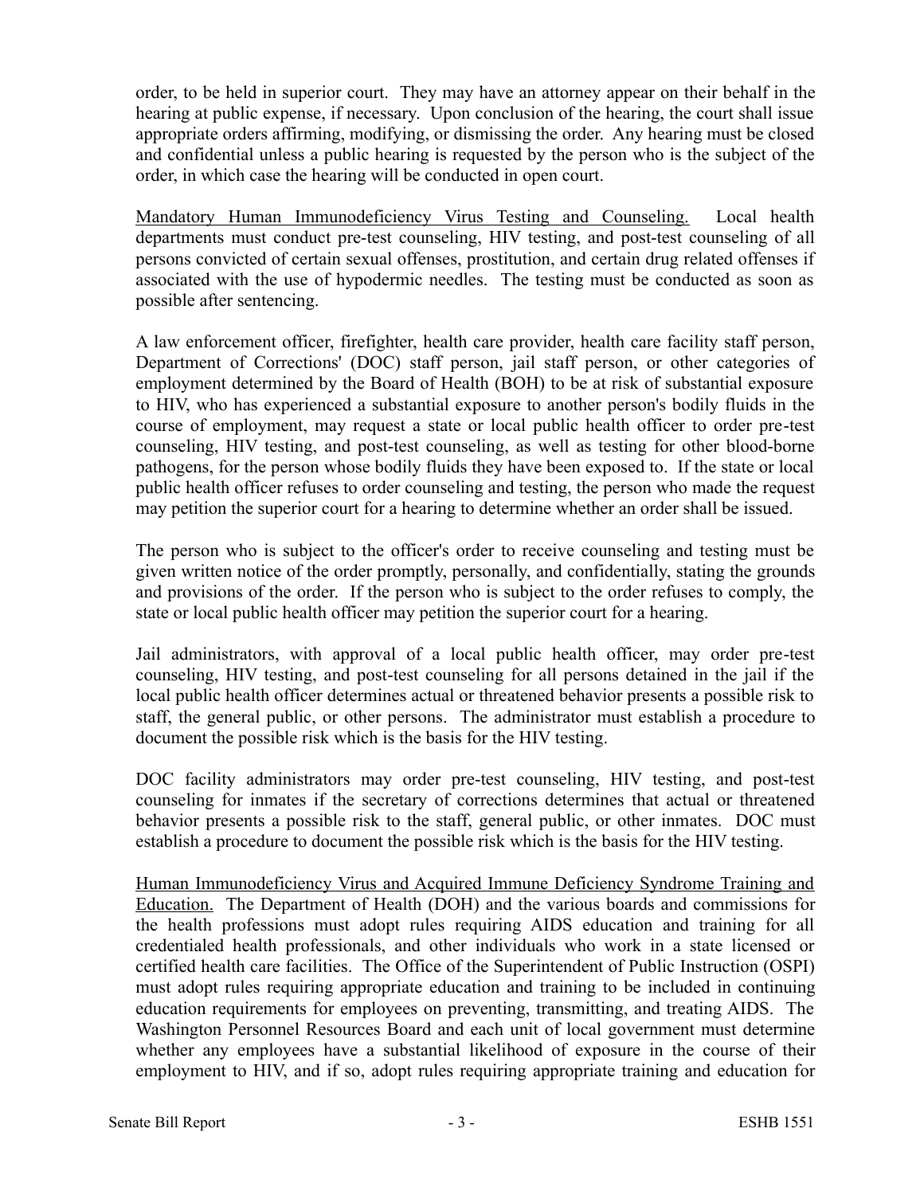order, to be held in superior court. They may have an attorney appear on their behalf in the hearing at public expense, if necessary. Upon conclusion of the hearing, the court shall issue appropriate orders affirming, modifying, or dismissing the order. Any hearing must be closed and confidential unless a public hearing is requested by the person who is the subject of the order, in which case the hearing will be conducted in open court.

Mandatory Human Immunodeficiency Virus Testing and Counseling. Local health departments must conduct pre-test counseling, HIV testing, and post-test counseling of all persons convicted of certain sexual offenses, prostitution, and certain drug related offenses if associated with the use of hypodermic needles. The testing must be conducted as soon as possible after sentencing.

A law enforcement officer, firefighter, health care provider, health care facility staff person, Department of Corrections' (DOC) staff person, jail staff person, or other categories of employment determined by the Board of Health (BOH) to be at risk of substantial exposure to HIV, who has experienced a substantial exposure to another person's bodily fluids in the course of employment, may request a state or local public health officer to order pre-test counseling, HIV testing, and post-test counseling, as well as testing for other blood-borne pathogens, for the person whose bodily fluids they have been exposed to. If the state or local public health officer refuses to order counseling and testing, the person who made the request may petition the superior court for a hearing to determine whether an order shall be issued.

The person who is subject to the officer's order to receive counseling and testing must be given written notice of the order promptly, personally, and confidentially, stating the grounds and provisions of the order. If the person who is subject to the order refuses to comply, the state or local public health officer may petition the superior court for a hearing.

Jail administrators, with approval of a local public health officer, may order pre-test counseling, HIV testing, and post-test counseling for all persons detained in the jail if the local public health officer determines actual or threatened behavior presents a possible risk to staff, the general public, or other persons. The administrator must establish a procedure to document the possible risk which is the basis for the HIV testing.

DOC facility administrators may order pre-test counseling, HIV testing, and post-test counseling for inmates if the secretary of corrections determines that actual or threatened behavior presents a possible risk to the staff, general public, or other inmates. DOC must establish a procedure to document the possible risk which is the basis for the HIV testing.

Human Immunodeficiency Virus and Acquired Immune Deficiency Syndrome Training and Education. The Department of Health (DOH) and the various boards and commissions for the health professions must adopt rules requiring AIDS education and training for all credentialed health professionals, and other individuals who work in a state licensed or certified health care facilities. The Office of the Superintendent of Public Instruction (OSPI) must adopt rules requiring appropriate education and training to be included in continuing education requirements for employees on preventing, transmitting, and treating AIDS. The Washington Personnel Resources Board and each unit of local government must determine whether any employees have a substantial likelihood of exposure in the course of their employment to HIV, and if so, adopt rules requiring appropriate training and education for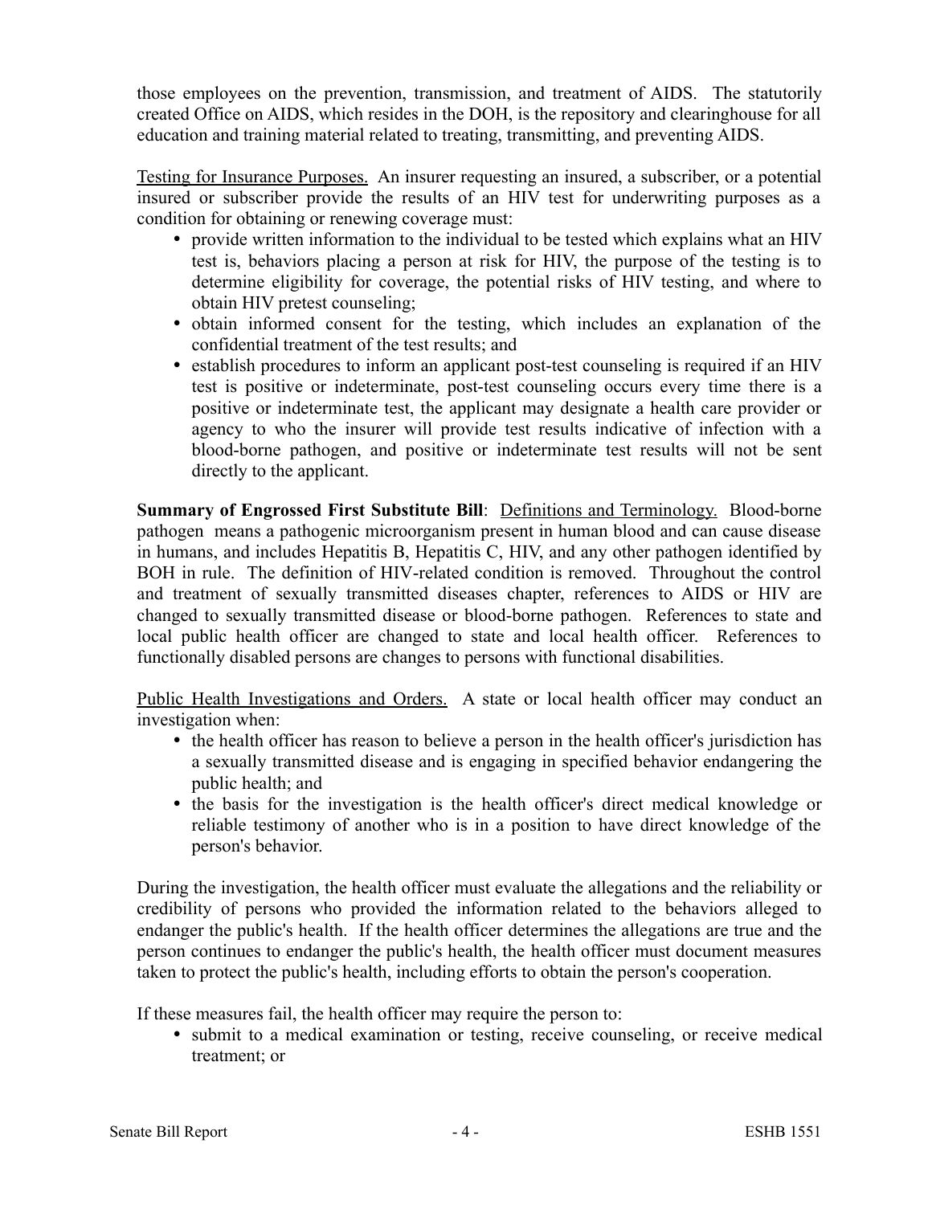those employees on the prevention, transmission, and treatment of AIDS. The statutorily created Office on AIDS, which resides in the DOH, is the repository and clearinghouse for all education and training material related to treating, transmitting, and preventing AIDS.

Testing for Insurance Purposes. An insurer requesting an insured, a subscriber, or a potential insured or subscriber provide the results of an HIV test for underwriting purposes as a condition for obtaining or renewing coverage must:

- provide written information to the individual to be tested which explains what an HIV test is, behaviors placing a person at risk for HIV, the purpose of the testing is to determine eligibility for coverage, the potential risks of HIV testing, and where to obtain HIV pretest counseling;
- obtain informed consent for the testing, which includes an explanation of the confidential treatment of the test results; and
- establish procedures to inform an applicant post-test counseling is required if an HIV test is positive or indeterminate, post-test counseling occurs every time there is a positive or indeterminate test, the applicant may designate a health care provider or agency to who the insurer will provide test results indicative of infection with a blood-borne pathogen, and positive or indeterminate test results will not be sent directly to the applicant.

**Summary of Engrossed First Substitute Bill**: Definitions and Terminology. Blood-borne pathogen means a pathogenic microorganism present in human blood and can cause disease in humans, and includes Hepatitis B, Hepatitis C, HIV, and any other pathogen identified by BOH in rule. The definition of HIV-related condition is removed. Throughout the control and treatment of sexually transmitted diseases chapter, references to AIDS or HIV are changed to sexually transmitted disease or blood-borne pathogen. References to state and local public health officer are changed to state and local health officer. References to functionally disabled persons are changes to persons with functional disabilities.

Public Health Investigations and Orders. A state or local health officer may conduct an investigation when:

- the health officer has reason to believe a person in the health officer's jurisdiction has a sexually transmitted disease and is engaging in specified behavior endangering the public health; and
- the basis for the investigation is the health officer's direct medical knowledge or reliable testimony of another who is in a position to have direct knowledge of the person's behavior.

During the investigation, the health officer must evaluate the allegations and the reliability or credibility of persons who provided the information related to the behaviors alleged to endanger the public's health. If the health officer determines the allegations are true and the person continues to endanger the public's health, the health officer must document measures taken to protect the public's health, including efforts to obtain the person's cooperation.

If these measures fail, the health officer may require the person to:

- submit to a medical examination or testing, receive counseling, or receive medical treatment; or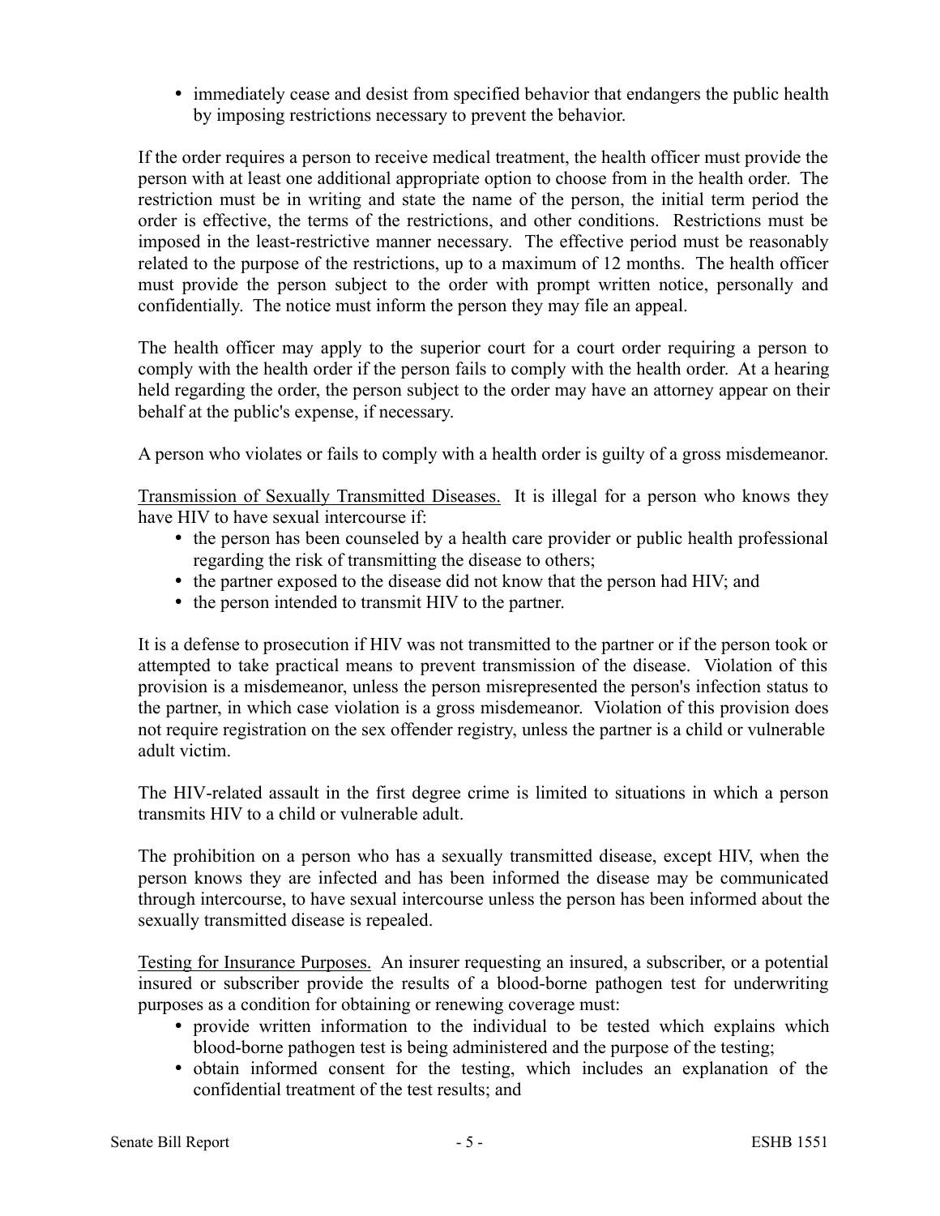- immediately cease and desist from specified behavior that endangers the public health by imposing restrictions necessary to prevent the behavior.

If the order requires a person to receive medical treatment, the health officer must provide the person with at least one additional appropriate option to choose from in the health order. The restriction must be in writing and state the name of the person, the initial term period the order is effective, the terms of the restrictions, and other conditions. Restrictions must be imposed in the least-restrictive manner necessary. The effective period must be reasonably related to the purpose of the restrictions, up to a maximum of 12 months. The health officer must provide the person subject to the order with prompt written notice, personally and confidentially. The notice must inform the person they may file an appeal.

The health officer may apply to the superior court for a court order requiring a person to comply with the health order if the person fails to comply with the health order. At a hearing held regarding the order, the person subject to the order may have an attorney appear on their behalf at the public's expense, if necessary.

A person who violates or fails to comply with a health order is guilty of a gross misdemeanor.

<u>Transmission of Sexually Transmitted Diseases.</u> It is illegal for a person who knows they have HIV to have sexual intercourse if:

- the person has been counseled by a health care provider or public health professional regarding the risk of transmitting the disease to others;
- the partner exposed to the disease did not know that the person had HIV; and
- the person intended to transmit HIV to the partner.

It is a defense to prosecution if HIV was not transmitted to the partner or if the person took or attempted to take practical means to prevent transmission of the disease. Violation of this provision is a misdemeanor, unless the person misrepresented the person's infection status to the partner, in which case violation is a gross misdemeanor. Violation of this provision does not require registration on the sex offender registry, unless the partner is a child or vulnerable adult victim.

The HIV-related assault in the first degree crime is limited to situations in which a person transmits HIV to a child or vulnerable adult.

The prohibition on a person who has a sexually transmitted disease, except HIV, when the person knows they are infected and has been informed the disease may be communicated through intercourse, to have sexual intercourse unless the person has been informed about the sexually transmitted disease is repealed.

<u>Testing for Insurance Purposes.</u> An insurer requesting an insured, a subscriber, or a potential insured or subscriber provide the results of a blood-borne pathogen test for underwriting purposes as a condition for obtaining or renewing coverage must:

- provide written information to the individual to be tested which explains which blood-borne pathogen test is being administered and the purpose of the testing;
- obtain informed consent for the testing, which includes an explanation of the confidential treatment of the test results; and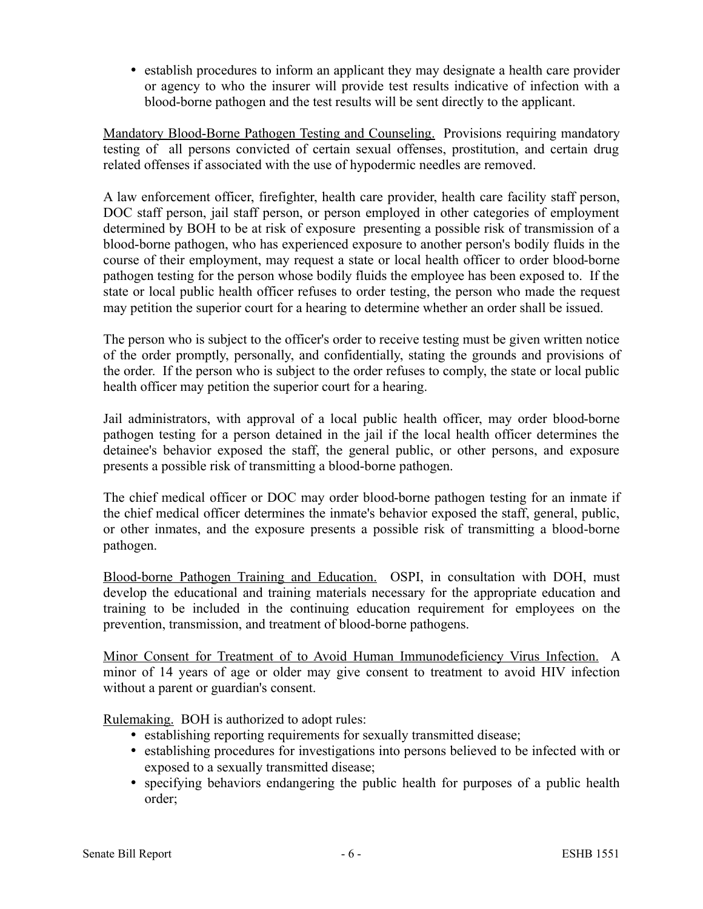- establish procedures to inform an applicant they may designate a health care provider or agency to who the insurer will provide test results indicative of infection with a blood-borne pathogen and the test results will be sent directly to the applicant.

Mandatory Blood-Borne Pathogen Testing and Counseling. Provisions requiring mandatory testing of all persons convicted of certain sexual offenses, prostitution, and certain drug related offenses if associated with the use of hypodermic needles are removed.

A law enforcement officer, firefighter, health care provider, health care facility staff person, DOC staff person, jail staff person, or person employed in other categories of employment determined by BOH to be at risk of exposure presenting a possible risk of transmission of a blood-borne pathogen, who has experienced exposure to another person's bodily fluids in the course of their employment, may request a state or local health officer to order blood-borne pathogen testing for the person whose bodily fluids the employee has been exposed to. If the state or local public health officer refuses to order testing, the person who made the request may petition the superior court for a hearing to determine whether an order shall be issued.

The person who is subject to the officer's order to receive testing must be given written notice of the order promptly, personally, and confidentially, stating the grounds and provisions of the order. If the person who is subject to the order refuses to comply, the state or local public health officer may petition the superior court for a hearing.

Jail administrators, with approval of a local public health officer, may order blood-borne pathogen testing for a person detained in the jail if the local health officer determines the detainee's behavior exposed the staff, the general public, or other persons, and exposure presents a possible risk of transmitting a blood-borne pathogen.

The chief medical officer or DOC may order blood-borne pathogen testing for an inmate if the chief medical officer determines the inmate's behavior exposed the staff, general, public, or other inmates, and the exposure presents a possible risk of transmitting a blood-borne pathogen.

Blood-borne Pathogen Training and Education. OSPI, in consultation with DOH, must develop the educational and training materials necessary for the appropriate education and training to be included in the continuing education requirement for employees on the prevention, transmission, and treatment of blood-borne pathogens.

Minor Consent for Treatment of to Avoid Human Immunodeficiency Virus Infection. A minor of 14 years of age or older may give consent to treatment to avoid HIV infection without a parent or guardian's consent.

Rulemaking. BOH is authorized to adopt rules:

- establishing reporting requirements for sexually transmitted disease;
- establishing procedures for investigations into persons believed to be infected with or exposed to a sexually transmitted disease;
- specifying behaviors endangering the public health for purposes of a public health order;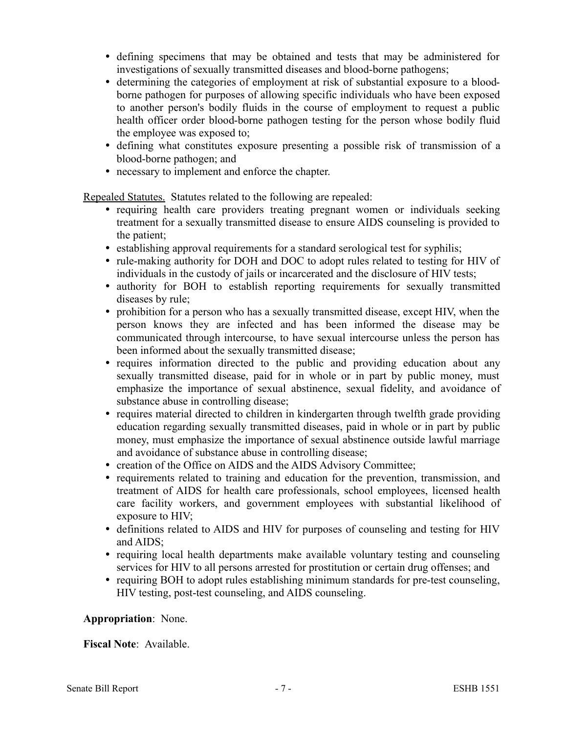- defining specimens that may be obtained and tests that may be administered for investigations of sexually transmitted diseases and blood-borne pathogens;
- determining the categories of employment at risk of substantial exposure to a blood-borne pathogen for purposes of allowing specific individuals who have been exposed to another person's bodily fluids in the course of employment to request a public health officer order blood-borne pathogen testing for the person whose bodily fluid the employee was exposed to;
- defining what constitutes exposure presenting a possible risk of transmission of a blood-borne pathogen; and
- necessary to implement and enforce the chapter.

Repealed Statutes. Statutes related to the following are repealed:

- requiring health care providers treating pregnant women or individuals seeking treatment for a sexually transmitted disease to ensure AIDS counseling is provided to the patient;
- establishing approval requirements for a standard serological test for syphilis;
- rule-making authority for DOH and DOC to adopt rules related to testing for HIV of individuals in the custody of jails or incarcerated and the disclosure of HIV tests;
- authority for BOH to establish reporting requirements for sexually transmitted diseases by rule;
- prohibition for a person who has a sexually transmitted disease, except HIV, when the person knows they are infected and has been informed the disease may be communicated through intercourse, to have sexual intercourse unless the person has been informed about the sexually transmitted disease;
- requires information directed to the public and providing education about any sexually transmitted disease, paid for in whole or in part by public money, must emphasize the importance of sexual abstinence, sexual fidelity, and avoidance of substance abuse in controlling disease;
- requires material directed to children in kindergarten through twelfth grade providing education regarding sexually transmitted diseases, paid in whole or in part by public money, must emphasize the importance of sexual abstinence outside lawful marriage and avoidance of substance abuse in controlling disease;
- creation of the Office on AIDS and the AIDS Advisory Committee;
- requirements related to training and education for the prevention, transmission, and treatment of AIDS for health care professionals, school employees, licensed health care facility workers, and government employees with substantial likelihood of exposure to HIV;
- definitions related to AIDS and HIV for purposes of counseling and testing for HIV and AIDS;
- requiring local health departments make available voluntary testing and counseling services for HIV to all persons arrested for prostitution or certain drug offenses; and
- requiring BOH to adopt rules establishing minimum standards for pre-test counseling, HIV testing, post-test counseling, and AIDS counseling.

**Appropriation**: None.

**Fiscal Note**: Available.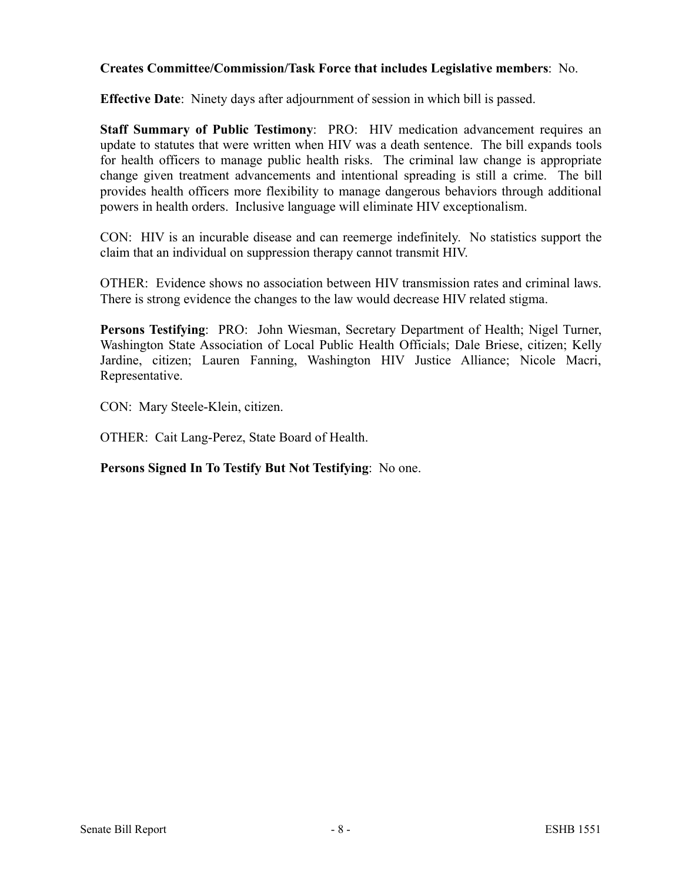**Creates Committee/Commission/Task Force that includes Legislative members**: No.

**Effective Date**: Ninety days after adjournment of session in which bill is passed.

**Staff Summary of Public Testimony**: PRO: HIV medication advancement requires an update to statutes that were written when HIV was a death sentence. The bill expands tools for health officers to manage public health risks. The criminal law change is appropriate change given treatment advancements and intentional spreading is still a crime. The bill provides health officers more flexibility to manage dangerous behaviors through additional powers in health orders. Inclusive language will eliminate HIV exceptionalism.

CON: HIV is an incurable disease and can reemerge indefinitely. No statistics support the claim that an individual on suppression therapy cannot transmit HIV.

OTHER: Evidence shows no association between HIV transmission rates and criminal laws. There is strong evidence the changes to the law would decrease HIV related stigma.

**Persons Testifying**: PRO: John Wiesman, Secretary Department of Health; Nigel Turner, Washington State Association of Local Public Health Officials; Dale Briese, citizen; Kelly Jardine, citizen; Lauren Fanning, Washington HIV Justice Alliance; Nicole Macri, Representative.

CON: Mary Steele-Klein, citizen.

OTHER: Cait Lang-Perez, State Board of Health.

**Persons Signed In To Testify But Not Testifying**: No one.